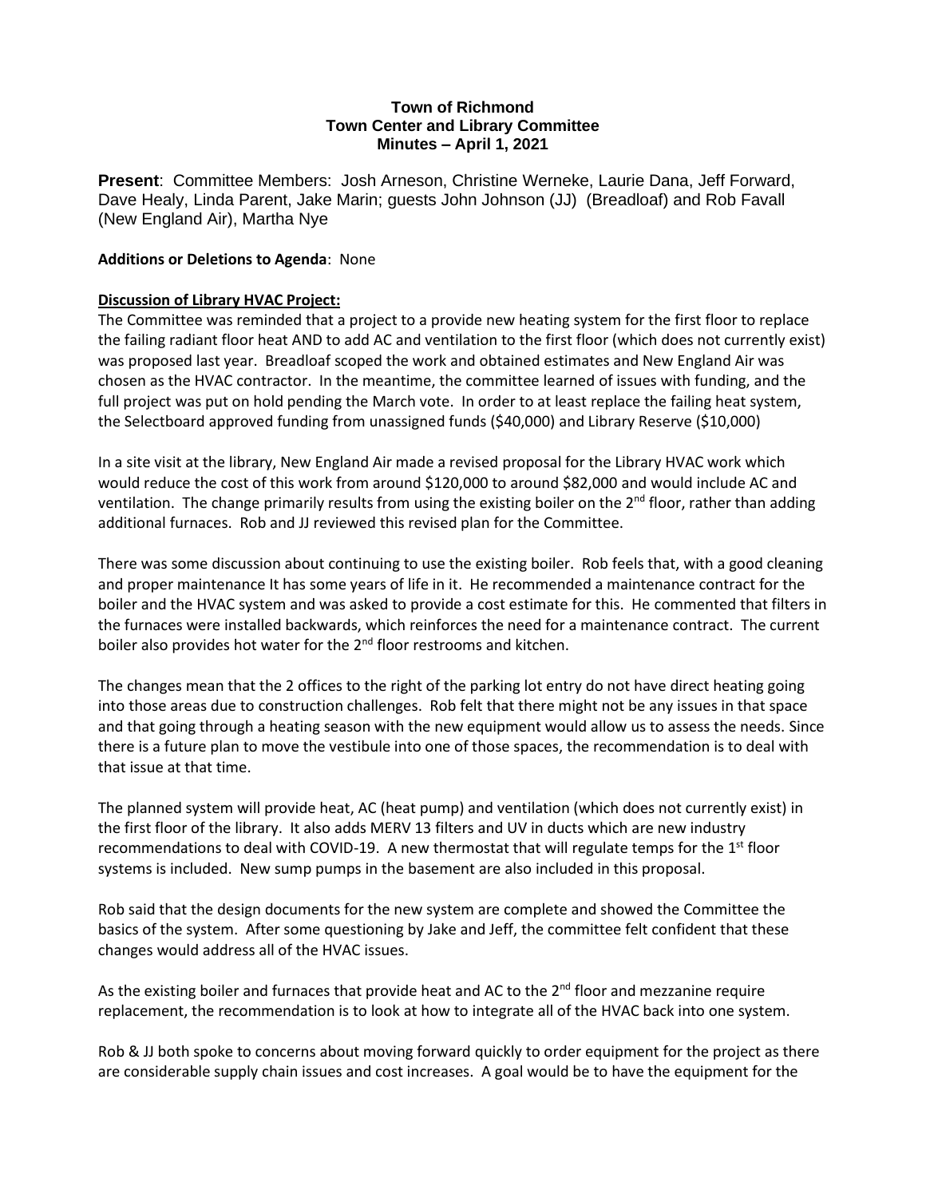**Town of Richmond**
**Town Center and Library Committee**
**Minutes – April 1, 2021**

**Present**: Committee Members: Josh Arneson, Christine Werneke, Laurie Dana, Jeff Forward, Dave Healy, Linda Parent, Jake Marin; guests John Johnson (JJ) (Breadloaf) and Rob Favall (New England Air), Martha Nye

**Additions or Deletions to Agenda**: None

**Discussion of Library HVAC Project:**

The Committee was reminded that a project to a provide new heating system for the first floor to replace the failing radiant floor heat AND to add AC and ventilation to the first floor (which does not currently exist) was proposed last year. Breadloaf scoped the work and obtained estimates and New England Air was chosen as the HVAC contractor. In the meantime, the committee learned of issues with funding, and the full project was put on hold pending the March vote. In order to at least replace the failing heat system, the Selectboard approved funding from unassigned funds ($40,000) and Library Reserve ($10,000)

In a site visit at the library, New England Air made a revised proposal for the Library HVAC work which would reduce the cost of this work from around $120,000 to around $82,000 and would include AC and ventilation. The change primarily results from using the existing boiler on the 2nd floor, rather than adding additional furnaces. Rob and JJ reviewed this revised plan for the Committee.

There was some discussion about continuing to use the existing boiler. Rob feels that, with a good cleaning and proper maintenance It has some years of life in it. He recommended a maintenance contract for the boiler and the HVAC system and was asked to provide a cost estimate for this. He commented that filters in the furnaces were installed backwards, which reinforces the need for a maintenance contract. The current boiler also provides hot water for the 2nd floor restrooms and kitchen.

The changes mean that the 2 offices to the right of the parking lot entry do not have direct heating going into those areas due to construction challenges. Rob felt that there might not be any issues in that space and that going through a heating season with the new equipment would allow us to assess the needs. Since there is a future plan to move the vestibule into one of those spaces, the recommendation is to deal with that issue at that time.

The planned system will provide heat, AC (heat pump) and ventilation (which does not currently exist) in the first floor of the library. It also adds MERV 13 filters and UV in ducts which are new industry recommendations to deal with COVID-19. A new thermostat that will regulate temps for the 1st floor systems is included. New sump pumps in the basement are also included in this proposal.

Rob said that the design documents for the new system are complete and showed the Committee the basics of the system. After some questioning by Jake and Jeff, the committee felt confident that these changes would address all of the HVAC issues.

As the existing boiler and furnaces that provide heat and AC to the 2nd floor and mezzanine require replacement, the recommendation is to look at how to integrate all of the HVAC back into one system.

Rob & JJ both spoke to concerns about moving forward quickly to order equipment for the project as there are considerable supply chain issues and cost increases. A goal would be to have the equipment for the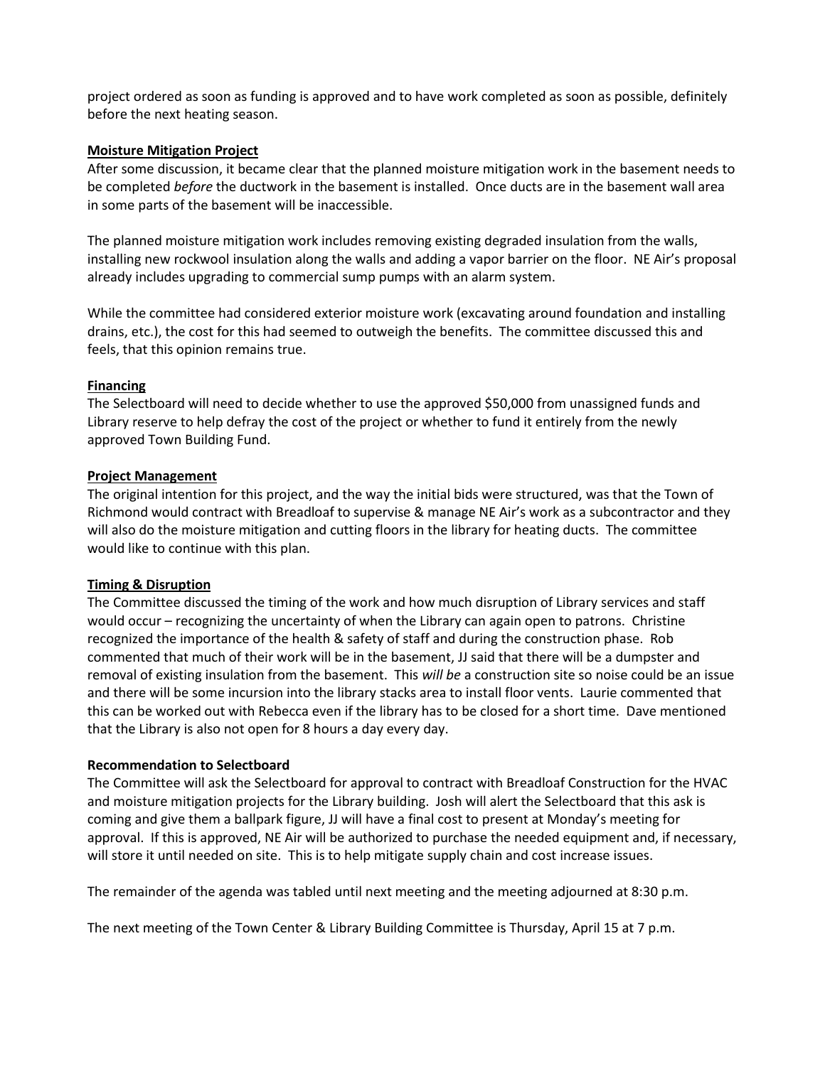project ordered as soon as funding is approved and to have work completed as soon as possible, definitely before the next heating season.

**Moisture Mitigation Project**

After some discussion, it became clear that the planned moisture mitigation work in the basement needs to be completed *before* the ductwork in the basement is installed. Once ducts are in the basement wall area in some parts of the basement will be inaccessible.

The planned moisture mitigation work includes removing existing degraded insulation from the walls, installing new rockwool insulation along the walls and adding a vapor barrier on the floor. NE Air's proposal already includes upgrading to commercial sump pumps with an alarm system.

While the committee had considered exterior moisture work (excavating around foundation and installing drains, etc.), the cost for this had seemed to outweigh the benefits. The committee discussed this and feels, that this opinion remains true.

**Financing**

The Selectboard will need to decide whether to use the approved $50,000 from unassigned funds and Library reserve to help defray the cost of the project or whether to fund it entirely from the newly approved Town Building Fund.

**Project Management**

The original intention for this project, and the way the initial bids were structured, was that the Town of Richmond would contract with Breadloaf to supervise & manage NE Air's work as a subcontractor and they will also do the moisture mitigation and cutting floors in the library for heating ducts. The committee would like to continue with this plan.

**Timing & Disruption**

The Committee discussed the timing of the work and how much disruption of Library services and staff would occur – recognizing the uncertainty of when the Library can again open to patrons. Christine recognized the importance of the health & safety of staff and during the construction phase. Rob commented that much of their work will be in the basement, JJ said that there will be a dumpster and removal of existing insulation from the basement. This *will be* a construction site so noise could be an issue and there will be some incursion into the library stacks area to install floor vents. Laurie commented that this can be worked out with Rebecca even if the library has to be closed for a short time. Dave mentioned that the Library is also not open for 8 hours a day every day.

**Recommendation to Selectboard**

The Committee will ask the Selectboard for approval to contract with Breadloaf Construction for the HVAC and moisture mitigation projects for the Library building. Josh will alert the Selectboard that this ask is coming and give them a ballpark figure, JJ will have a final cost to present at Monday's meeting for approval. If this is approved, NE Air will be authorized to purchase the needed equipment and, if necessary, will store it until needed on site. This is to help mitigate supply chain and cost increase issues.

The remainder of the agenda was tabled until next meeting and the meeting adjourned at 8:30 p.m.

The next meeting of the Town Center & Library Building Committee is Thursday, April 15 at 7 p.m.